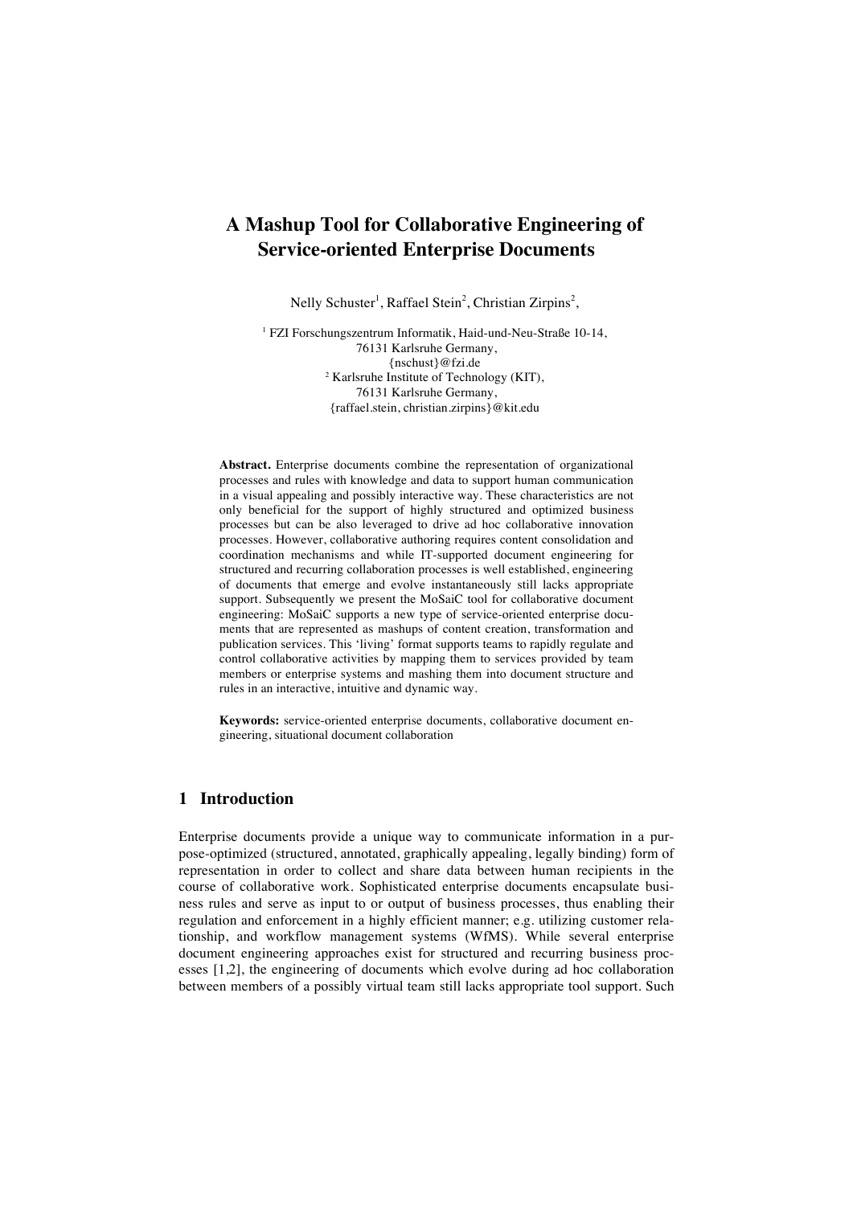# A Mashup Tool for Collaborative Engineering of Service-oriented Enterprise Documents

Nelly Schuster[1], Raffael Stein[2], Christian Zirpins[2],

[1] FZI Forschungszentrum Informatik, Haid-und-Neu-Straße 10-14,
76131 Karlsruhe Germany,
{nschust}@fzi.de
[2] Karlsruhe Institute of Technology (KIT),
76131 Karlsruhe Germany,
{raffael.stein, christian.zirpins}@kit.edu

**Abstract.** Enterprise documents combine the representation of organizational processes and rules with knowledge and data to support human communication in a visual appealing and possibly interactive way. These characteristics are not only beneficial for the support of highly structured and optimized business processes but can be also leveraged to drive ad hoc collaborative innovation processes. However, collaborative authoring requires content consolidation and coordination mechanisms and while IT-supported document engineering for structured and recurring collaboration processes is well established, engineering of documents that emerge and evolve instantaneously still lacks appropriate support. Subsequently we present the MoSaiC tool for collaborative document engineering: MoSaiC supports a new type of service-oriented enterprise documents that are represented as mashups of content creation, transformation and publication services. This 'living' format supports teams to rapidly regulate and control collaborative activities by mapping them to services provided by team members or enterprise systems and mashing them into document structure and rules in an interactive, intuitive and dynamic way.

**Keywords:** service-oriented enterprise documents, collaborative document engineering, situational document collaboration

## 1 Introduction

Enterprise documents provide a unique way to communicate information in a purpose-optimized (structured, annotated, graphically appealing, legally binding) form of representation in order to collect and share data between human recipients in the course of collaborative work. Sophisticated enterprise documents encapsulate business rules and serve as input to or output of business processes, thus enabling their regulation and enforcement in a highly efficient manner; e.g. utilizing customer relationship, and workflow management systems (WfMS). While several enterprise document engineering approaches exist for structured and recurring business processes [1,2], the engineering of documents which evolve during ad hoc collaboration between members of a possibly virtual team still lacks appropriate tool support. Such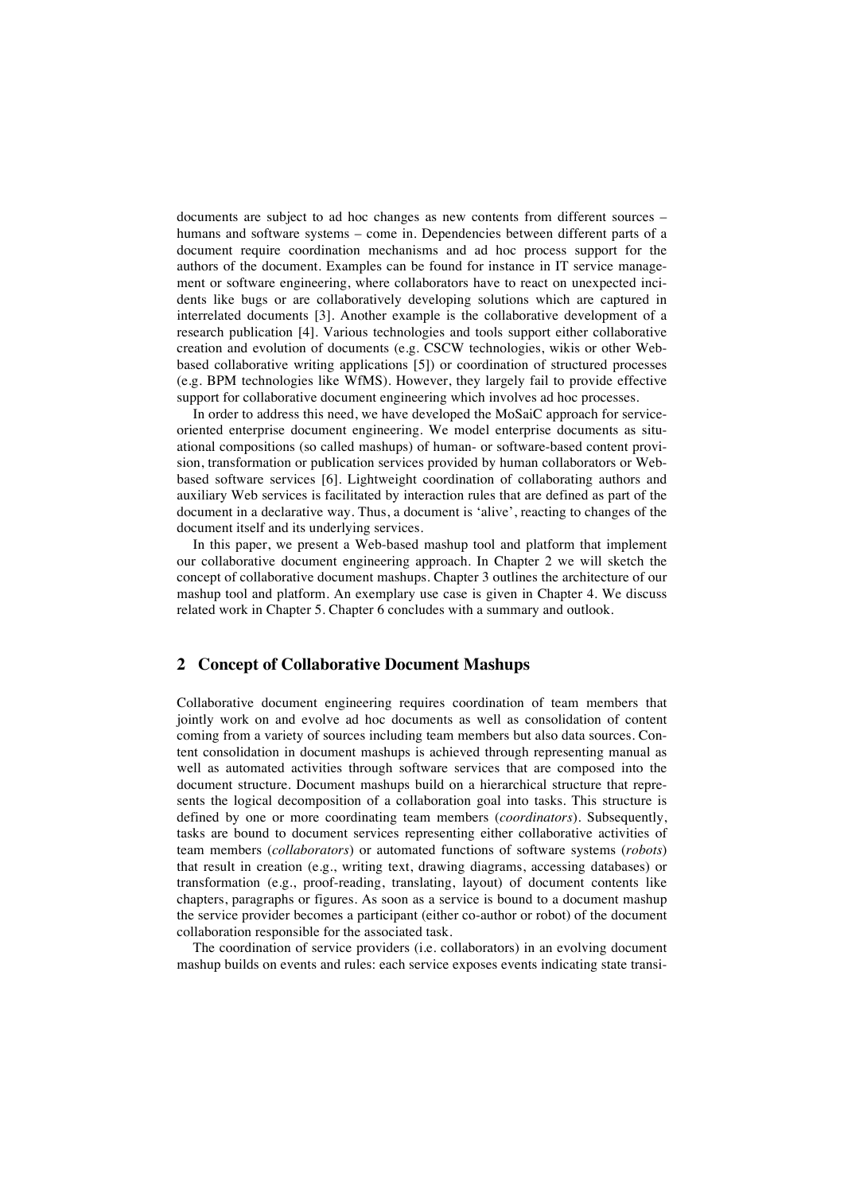documents are subject to ad hoc changes as new contents from different sources – humans and software systems – come in. Dependencies between different parts of a document require coordination mechanisms and ad hoc process support for the authors of the document. Examples can be found for instance in IT service management or software engineering, where collaborators have to react on unexpected incidents like bugs or are collaboratively developing solutions which are captured in interrelated documents [3]. Another example is the collaborative development of a research publication [4]. Various technologies and tools support either collaborative creation and evolution of documents (e.g. CSCW technologies, wikis or other Web-based collaborative writing applications [5]) or coordination of structured processes (e.g. BPM technologies like WfMS). However, they largely fail to provide effective support for collaborative document engineering which involves ad hoc processes.

In order to address this need, we have developed the MoSaiC approach for service-oriented enterprise document engineering. We model enterprise documents as situational compositions (so called mashups) of human- or software-based content provision, transformation or publication services provided by human collaborators or Web-based software services [6]. Lightweight coordination of collaborating authors and auxiliary Web services is facilitated by interaction rules that are defined as part of the document in a declarative way. Thus, a document is 'alive', reacting to changes of the document itself and its underlying services.

In this paper, we present a Web-based mashup tool and platform that implement our collaborative document engineering approach. In Chapter 2 we will sketch the concept of collaborative document mashups. Chapter 3 outlines the architecture of our mashup tool and platform. An exemplary use case is given in Chapter 4. We discuss related work in Chapter 5. Chapter 6 concludes with a summary and outlook.

## 2 Concept of Collaborative Document Mashups

Collaborative document engineering requires coordination of team members that jointly work on and evolve ad hoc documents as well as consolidation of content coming from a variety of sources including team members but also data sources. Content consolidation in document mashups is achieved through representing manual as well as automated activities through software services that are composed into the document structure. Document mashups build on a hierarchical structure that represents the logical decomposition of a collaboration goal into tasks. This structure is defined by one or more coordinating team members (*coordinators*). Subsequently, tasks are bound to document services representing either collaborative activities of team members (*collaborators*) or automated functions of software systems (*robots*) that result in creation (e.g., writing text, drawing diagrams, accessing databases) or transformation (e.g., proof-reading, translating, layout) of document contents like chapters, paragraphs or figures. As soon as a service is bound to a document mashup the service provider becomes a participant (either co-author or robot) of the document collaboration responsible for the associated task.

The coordination of service providers (i.e. collaborators) in an evolving document mashup builds on events and rules: each service exposes events indicating state transi-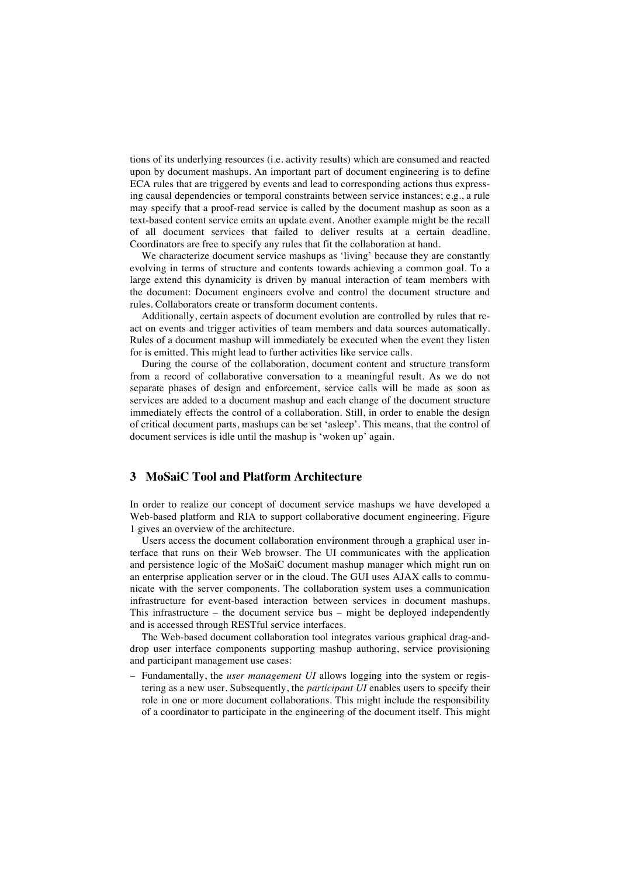tions of its underlying resources (i.e. activity results) which are consumed and reacted upon by document mashups. An important part of document engineering is to define ECA rules that are triggered by events and lead to corresponding actions thus expressing causal dependencies or temporal constraints between service instances; e.g., a rule may specify that a proof-read service is called by the document mashup as soon as a text-based content service emits an update event. Another example might be the recall of all document services that failed to deliver results at a certain deadline. Coordinators are free to specify any rules that fit the collaboration at hand.

We characterize document service mashups as 'living' because they are constantly evolving in terms of structure and contents towards achieving a common goal. To a large extend this dynamicity is driven by manual interaction of team members with the document: Document engineers evolve and control the document structure and rules. Collaborators create or transform document contents.

Additionally, certain aspects of document evolution are controlled by rules that react on events and trigger activities of team members and data sources automatically. Rules of a document mashup will immediately be executed when the event they listen for is emitted. This might lead to further activities like service calls.

During the course of the collaboration, document content and structure transform from a record of collaborative conversation to a meaningful result. As we do not separate phases of design and enforcement, service calls will be made as soon as services are added to a document mashup and each change of the document structure immediately effects the control of a collaboration. Still, in order to enable the design of critical document parts, mashups can be set 'asleep'. This means, that the control of document services is idle until the mashup is 'woken up' again.

## 3 MoSaiC Tool and Platform Architecture

In order to realize our concept of document service mashups we have developed a Web-based platform and RIA to support collaborative document engineering. Figure 1 gives an overview of the architecture.

Users access the document collaboration environment through a graphical user interface that runs on their Web browser. The UI communicates with the application and persistence logic of the MoSaiC document mashup manager which might run on an enterprise application server or in the cloud. The GUI uses AJAX calls to communicate with the server components. The collaboration system uses a communication infrastructure for event-based interaction between services in document mashups. This infrastructure – the document service bus – might be deployed independently and is accessed through RESTful service interfaces.

The Web-based document collaboration tool integrates various graphical drag-and-drop user interface components supporting mashup authoring, service provisioning and participant management use cases:

- Fundamentally, the *user management UI* allows logging into the system or registering as a new user. Subsequently, the *participant UI* enables users to specify their role in one or more document collaborations. This might include the responsibility of a coordinator to participate in the engineering of the document itself. This might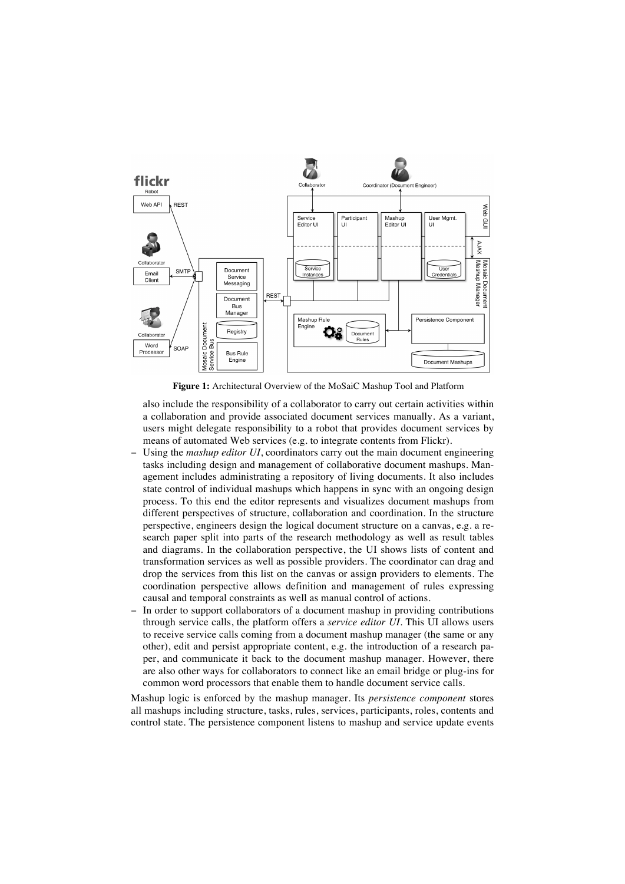**Figure 1:** Architectural Overview of the MoSaiC Mashup Tool and Platform

also include the responsibility of a collaborator to carry out certain activities within a collaboration and provide associated document services manually. As a variant, users might delegate responsibility to a robot that provides document services by means of automated Web services (e.g. to integrate contents from Flickr).

- Using the *mashup editor UI*, coordinators carry out the main document engineering tasks including design and management of collaborative document mashups. Management includes administrating a repository of living documents. It also includes state control of individual mashups which happens in sync with an ongoing design process. To this end the editor represents and visualizes document mashups from different perspectives of structure, collaboration and coordination. In the structure perspective, engineers design the logical document structure on a canvas, e.g. a research paper split into parts of the research methodology as well as result tables and diagrams. In the collaboration perspective, the UI shows lists of content and transformation services as well as possible providers. The coordinator can drag and drop the services from this list on the canvas or assign providers to elements. The coordination perspective allows definition and management of rules expressing causal and temporal constraints as well as manual control of actions.
- In order to support collaborators of a document mashup in providing contributions through service calls, the platform offers a *service editor UI*. This UI allows users to receive service calls coming from a document mashup manager (the same or any other), edit and persist appropriate content, e.g. the introduction of a research paper, and communicate it back to the document mashup manager. However, there are also other ways for collaborators to connect like an email bridge or plug-ins for common word processors that enable them to handle document service calls.

Mashup logic is enforced by the mashup manager. Its *persistence component* stores all mashups including structure, tasks, rules, services, participants, roles, contents and control state. The persistence component listens to mashup and service update events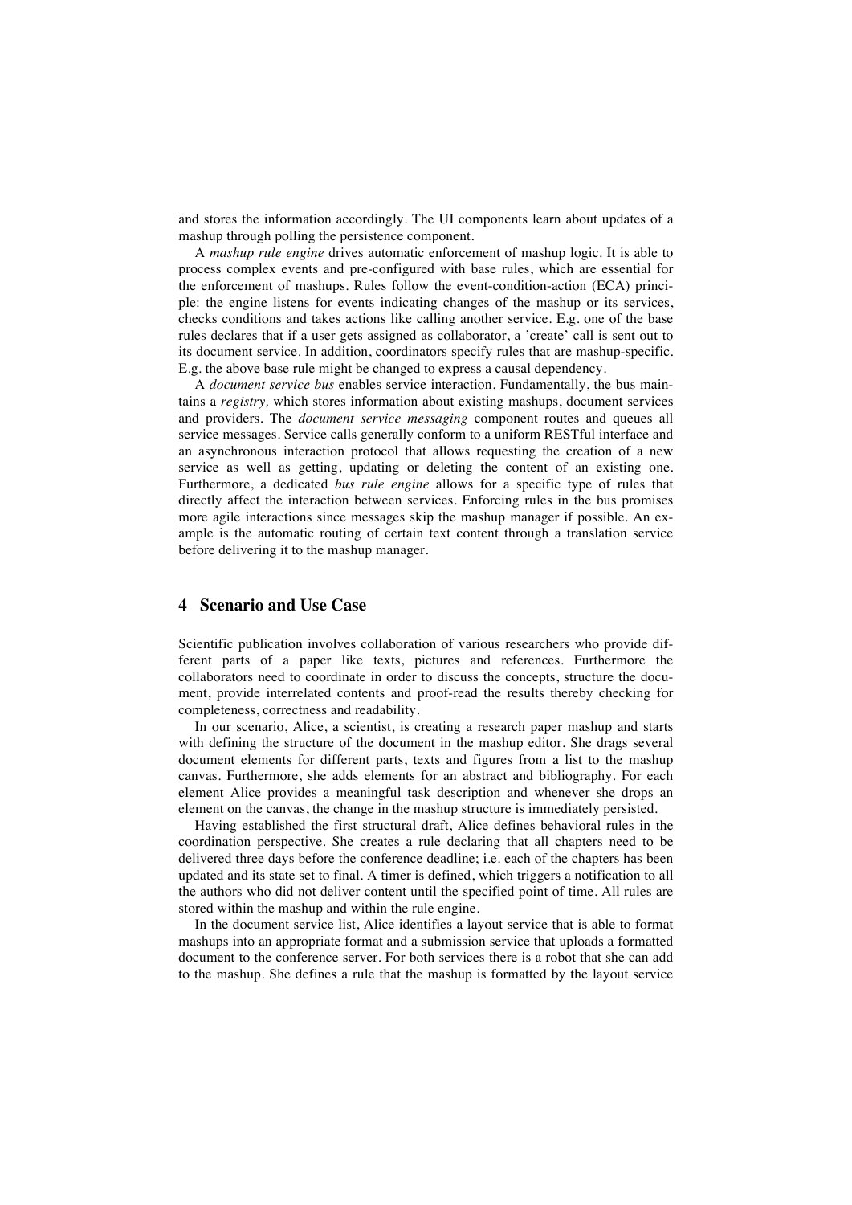and stores the information accordingly. The UI components learn about updates of a mashup through polling the persistence component.

A *mashup rule engine* drives automatic enforcement of mashup logic. It is able to process complex events and pre-configured with base rules, which are essential for the enforcement of mashups. Rules follow the event-condition-action (ECA) principle: the engine listens for events indicating changes of the mashup or its services, checks conditions and takes actions like calling another service. E.g. one of the base rules declares that if a user gets assigned as collaborator, a 'create' call is sent out to its document service. In addition, coordinators specify rules that are mashup-specific. E.g. the above base rule might be changed to express a causal dependency.

A *document service bus* enables service interaction. Fundamentally, the bus maintains a *registry,* which stores information about existing mashups, document services and providers. The *document service messaging* component routes and queues all service messages. Service calls generally conform to a uniform RESTful interface and an asynchronous interaction protocol that allows requesting the creation of a new service as well as getting, updating or deleting the content of an existing one. Furthermore, a dedicated *bus rule engine* allows for a specific type of rules that directly affect the interaction between services. Enforcing rules in the bus promises more agile interactions since messages skip the mashup manager if possible. An example is the automatic routing of certain text content through a translation service before delivering it to the mashup manager.

## 4 Scenario and Use Case

Scientific publication involves collaboration of various researchers who provide different parts of a paper like texts, pictures and references. Furthermore the collaborators need to coordinate in order to discuss the concepts, structure the document, provide interrelated contents and proof-read the results thereby checking for completeness, correctness and readability.

In our scenario, Alice, a scientist, is creating a research paper mashup and starts with defining the structure of the document in the mashup editor. She drags several document elements for different parts, texts and figures from a list to the mashup canvas. Furthermore, she adds elements for an abstract and bibliography. For each element Alice provides a meaningful task description and whenever she drops an element on the canvas, the change in the mashup structure is immediately persisted.

Having established the first structural draft, Alice defines behavioral rules in the coordination perspective. She creates a rule declaring that all chapters need to be delivered three days before the conference deadline; i.e. each of the chapters has been updated and its state set to final. A timer is defined, which triggers a notification to all the authors who did not deliver content until the specified point of time. All rules are stored within the mashup and within the rule engine.

In the document service list, Alice identifies a layout service that is able to format mashups into an appropriate format and a submission service that uploads a formatted document to the conference server. For both services there is a robot that she can add to the mashup. She defines a rule that the mashup is formatted by the layout service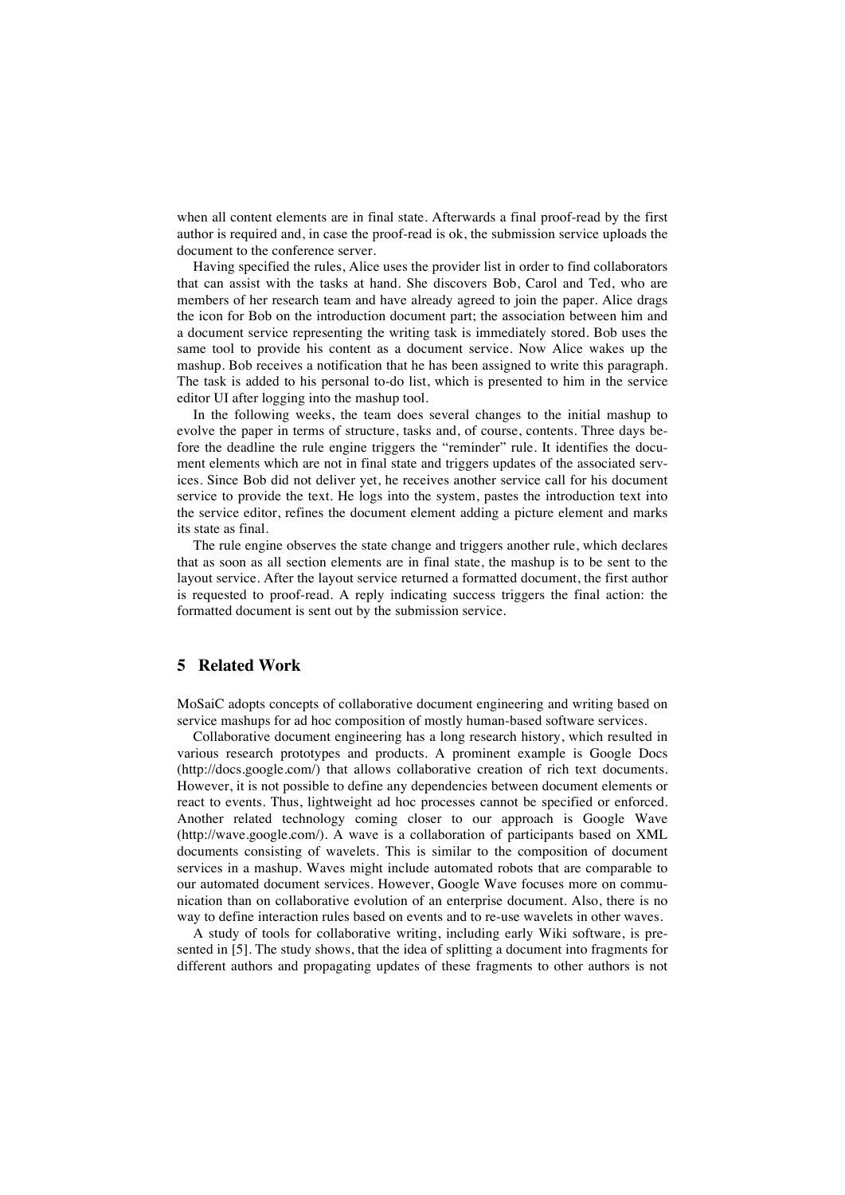when all content elements are in final state. Afterwards a final proof-read by the first author is required and, in case the proof-read is ok, the submission service uploads the document to the conference server.

Having specified the rules, Alice uses the provider list in order to find collaborators that can assist with the tasks at hand. She discovers Bob, Carol and Ted, who are members of her research team and have already agreed to join the paper. Alice drags the icon for Bob on the introduction document part; the association between him and a document service representing the writing task is immediately stored. Bob uses the same tool to provide his content as a document service. Now Alice wakes up the mashup. Bob receives a notification that he has been assigned to write this paragraph. The task is added to his personal to-do list, which is presented to him in the service editor UI after logging into the mashup tool.

In the following weeks, the team does several changes to the initial mashup to evolve the paper in terms of structure, tasks and, of course, contents. Three days before the deadline the rule engine triggers the "reminder" rule. It identifies the document elements which are not in final state and triggers updates of the associated services. Since Bob did not deliver yet, he receives another service call for his document service to provide the text. He logs into the system, pastes the introduction text into the service editor, refines the document element adding a picture element and marks its state as final.

The rule engine observes the state change and triggers another rule, which declares that as soon as all section elements are in final state, the mashup is to be sent to the layout service. After the layout service returned a formatted document, the first author is requested to proof-read. A reply indicating success triggers the final action: the formatted document is sent out by the submission service.

## 5 Related Work

MoSaiC adopts concepts of collaborative document engineering and writing based on service mashups for ad hoc composition of mostly human-based software services.

Collaborative document engineering has a long research history, which resulted in various research prototypes and products. A prominent example is Google Docs (http://docs.google.com/) that allows collaborative creation of rich text documents. However, it is not possible to define any dependencies between document elements or react to events. Thus, lightweight ad hoc processes cannot be specified or enforced. Another related technology coming closer to our approach is Google Wave (http://wave.google.com/). A wave is a collaboration of participants based on XML documents consisting of wavelets. This is similar to the composition of document services in a mashup. Waves might include automated robots that are comparable to our automated document services. However, Google Wave focuses more on communication than on collaborative evolution of an enterprise document. Also, there is no way to define interaction rules based on events and to re-use wavelets in other waves.

A study of tools for collaborative writing, including early Wiki software, is presented in [5]. The study shows, that the idea of splitting a document into fragments for different authors and propagating updates of these fragments to other authors is not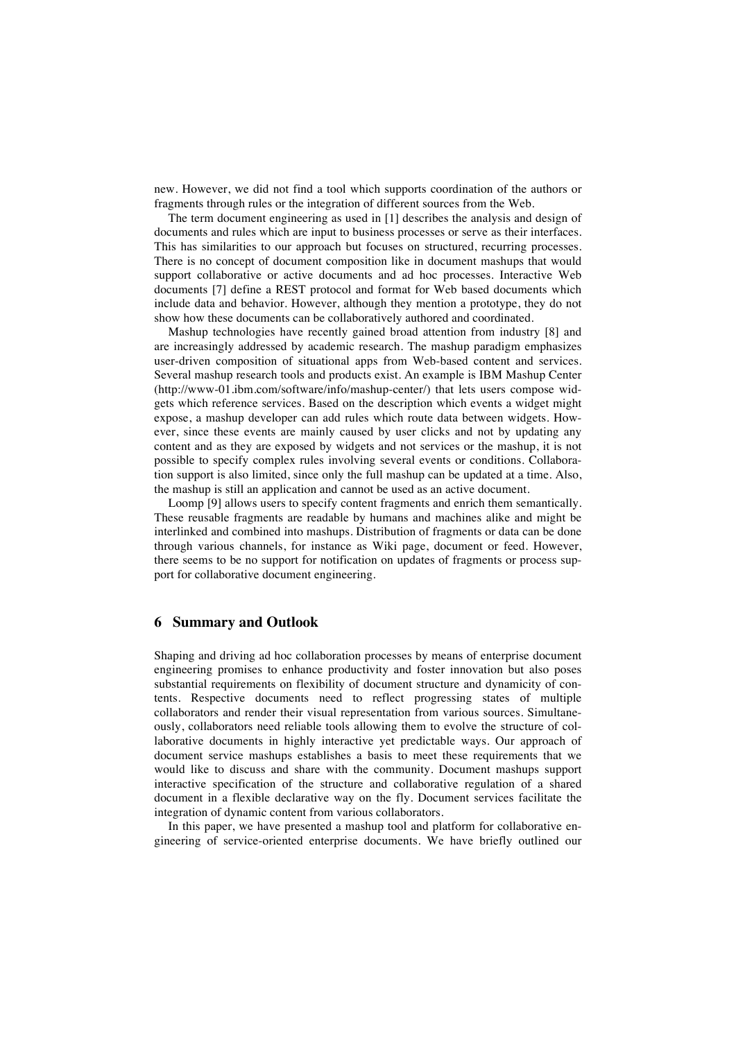new. However, we did not find a tool which supports coordination of the authors or fragments through rules or the integration of different sources from the Web.

The term document engineering as used in [1] describes the analysis and design of documents and rules which are input to business processes or serve as their interfaces. This has similarities to our approach but focuses on structured, recurring processes. There is no concept of document composition like in document mashups that would support collaborative or active documents and ad hoc processes. Interactive Web documents [7] define a REST protocol and format for Web based documents which include data and behavior. However, although they mention a prototype, they do not show how these documents can be collaboratively authored and coordinated.

Mashup technologies have recently gained broad attention from industry [8] and are increasingly addressed by academic research. The mashup paradigm emphasizes user-driven composition of situational apps from Web-based content and services. Several mashup research tools and products exist. An example is IBM Mashup Center (http://www-01.ibm.com/software/info/mashup-center/) that lets users compose widgets which reference services. Based on the description which events a widget might expose, a mashup developer can add rules which route data between widgets. However, since these events are mainly caused by user clicks and not by updating any content and as they are exposed by widgets and not services or the mashup, it is not possible to specify complex rules involving several events or conditions. Collaboration support is also limited, since only the full mashup can be updated at a time. Also, the mashup is still an application and cannot be used as an active document.

Loomp [9] allows users to specify content fragments and enrich them semantically. These reusable fragments are readable by humans and machines alike and might be interlinked and combined into mashups. Distribution of fragments or data can be done through various channels, for instance as Wiki page, document or feed. However, there seems to be no support for notification on updates of fragments or process support for collaborative document engineering.

## 6 Summary and Outlook

Shaping and driving ad hoc collaboration processes by means of enterprise document engineering promises to enhance productivity and foster innovation but also poses substantial requirements on flexibility of document structure and dynamicity of contents. Respective documents need to reflect progressing states of multiple collaborators and render their visual representation from various sources. Simultaneously, collaborators need reliable tools allowing them to evolve the structure of collaborative documents in highly interactive yet predictable ways. Our approach of document service mashups establishes a basis to meet these requirements that we would like to discuss and share with the community. Document mashups support interactive specification of the structure and collaborative regulation of a shared document in a flexible declarative way on the fly. Document services facilitate the integration of dynamic content from various collaborators.

In this paper, we have presented a mashup tool and platform for collaborative engineering of service-oriented enterprise documents. We have briefly outlined our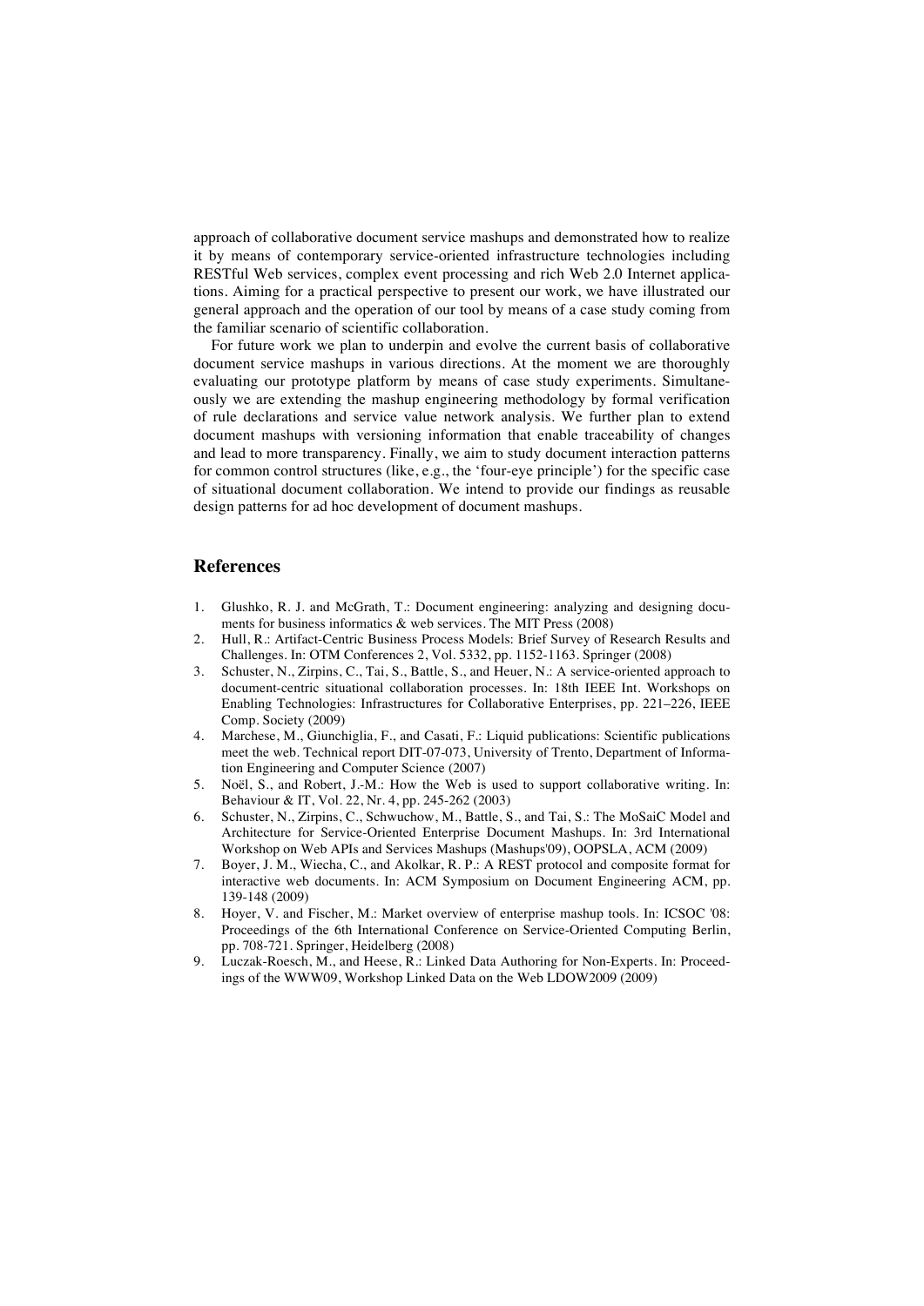approach of collaborative document service mashups and demonstrated how to realize it by means of contemporary service-oriented infrastructure technologies including RESTful Web services, complex event processing and rich Web 2.0 Internet applications. Aiming for a practical perspective to present our work, we have illustrated our general approach and the operation of our tool by means of a case study coming from the familiar scenario of scientific collaboration.

For future work we plan to underpin and evolve the current basis of collaborative document service mashups in various directions. At the moment we are thoroughly evaluating our prototype platform by means of case study experiments. Simultaneously we are extending the mashup engineering methodology by formal verification of rule declarations and service value network analysis. We further plan to extend document mashups with versioning information that enable traceability of changes and lead to more transparency. Finally, we aim to study document interaction patterns for common control structures (like, e.g., the 'four-eye principle') for the specific case of situational document collaboration. We intend to provide our findings as reusable design patterns for ad hoc development of document mashups.

## References

1. Glushko, R. J. and McGrath, T.: Document engineering: analyzing and designing documents for business informatics & web services. The MIT Press (2008)
2. Hull, R.: Artifact-Centric Business Process Models: Brief Survey of Research Results and Challenges. In: OTM Conferences 2, Vol. 5332, pp. 1152-1163. Springer (2008)
3. Schuster, N., Zirpins, C., Tai, S., Battle, S., and Heuer, N.: A service-oriented approach to document-centric situational collaboration processes. In: 18th IEEE Int. Workshops on Enabling Technologies: Infrastructures for Collaborative Enterprises, pp. 221–226, IEEE Comp. Society (2009)
4. Marchese, M., Giunchiglia, F., and Casati, F.: Liquid publications: Scientific publications meet the web. Technical report DIT-07-073, University of Trento, Department of Information Engineering and Computer Science (2007)
5. Noël, S., and Robert, J.-M.: How the Web is used to support collaborative writing. In: Behaviour & IT, Vol. 22, Nr. 4, pp. 245-262 (2003)
6. Schuster, N., Zirpins, C., Schwuchow, M., Battle, S., and Tai, S.: The MoSaiC Model and Architecture for Service-Oriented Enterprise Document Mashups. In: 3rd International Workshop on Web APIs and Services Mashups (Mashups'09), OOPSLA, ACM (2009)
7. Boyer, J. M., Wiecha, C., and Akolkar, R. P.: A REST protocol and composite format for interactive web documents. In: ACM Symposium on Document Engineering ACM, pp. 139-148 (2009)
8. Hoyer, V. and Fischer, M.: Market overview of enterprise mashup tools. In: ICSOC '08: Proceedings of the 6th International Conference on Service-Oriented Computing Berlin, pp. 708-721. Springer, Heidelberg (2008)
9. Luczak-Roesch, M., and Heese, R.: Linked Data Authoring for Non-Experts. In: Proceedings of the WWW09, Workshop Linked Data on the Web LDOW2009 (2009)